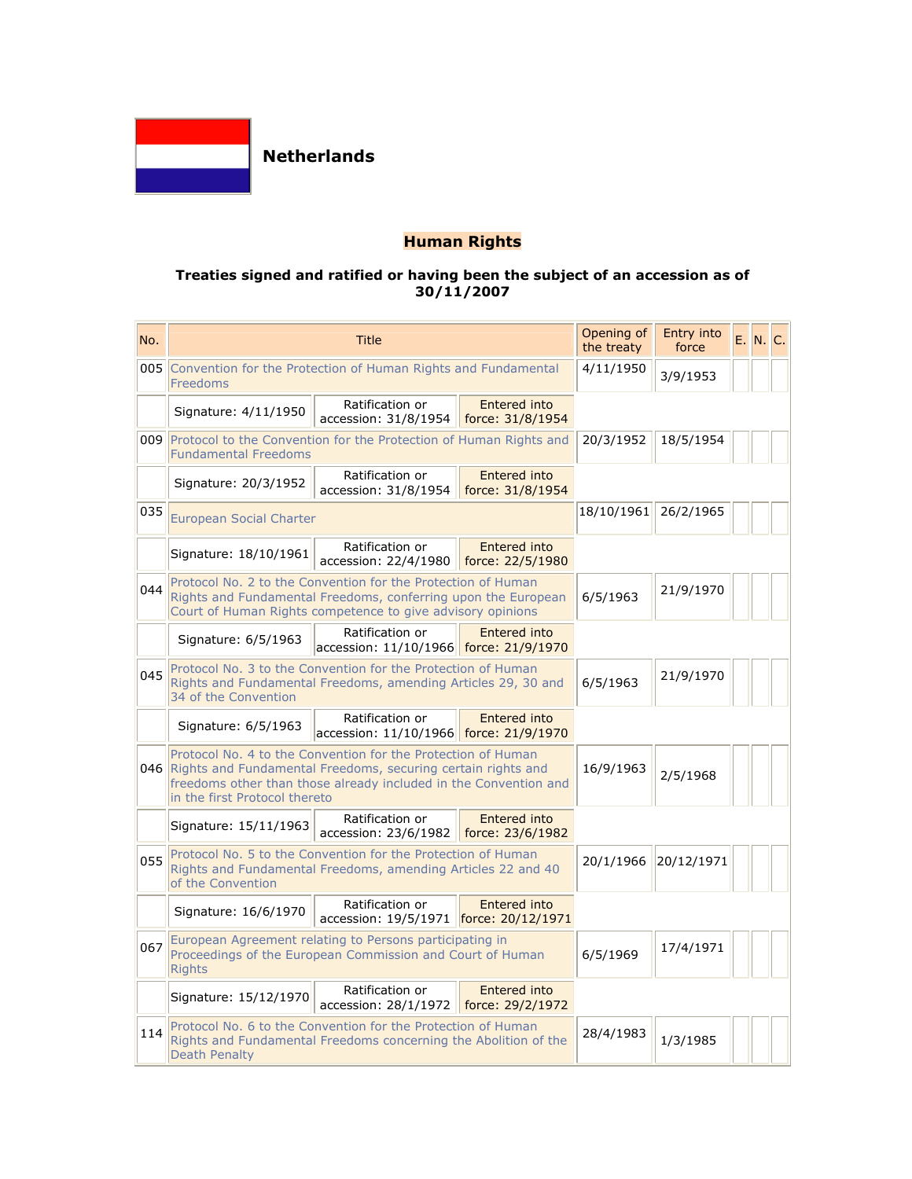# Netherlands

## Human Rights

### Treaties signed and ratified or having been the subject of an accession as of 30/11/2007

| No. | Title | | | Opening of the treaty | Entry into force | E. | N. | C. |
|---|---|---|---|---|---|---|---|---|
| 005 | Convention for the Protection of Human Rights and Fundamental Freedoms | | | 4/11/1950 | 3/9/1953 | | | |
| | Signature: 4/11/1950 | Ratification or accession: 31/8/1954 | Entered into force: 31/8/1954 | | | | | |
| 009 | Protocol to the Convention for the Protection of Human Rights and Fundamental Freedoms | | | 20/3/1952 | 18/5/1954 | | | |
| | Signature: 20/3/1952 | Ratification or accession: 31/8/1954 | Entered into force: 31/8/1954 | | | | | |
| 035 | European Social Charter | | | 18/10/1961 | 26/2/1965 | | | |
| | Signature: 18/10/1961 | Ratification or accession: 22/4/1980 | Entered into force: 22/5/1980 | | | | | |
| 044 | Protocol No. 2 to the Convention for the Protection of Human Rights and Fundamental Freedoms, conferring upon the European Court of Human Rights competence to give advisory opinions | | | 6/5/1963 | 21/9/1970 | | | |
| | Signature: 6/5/1963 | Ratification or accession: 11/10/1966 | Entered into force: 21/9/1970 | | | | | |
| 045 | Protocol No. 3 to the Convention for the Protection of Human Rights and Fundamental Freedoms, amending Articles 29, 30 and 34 of the Convention | | | 6/5/1963 | 21/9/1970 | | | |
| | Signature: 6/5/1963 | Ratification or accession: 11/10/1966 | Entered into force: 21/9/1970 | | | | | |
| 046 | Protocol No. 4 to the Convention for the Protection of Human Rights and Fundamental Freedoms, securing certain rights and freedoms other than those already included in the Convention and in the first Protocol thereto | | | 16/9/1963 | 2/5/1968 | | | |
| | Signature: 15/11/1963 | Ratification or accession: 23/6/1982 | Entered into force: 23/6/1982 | | | | | |
| 055 | Protocol No. 5 to the Convention for the Protection of Human Rights and Fundamental Freedoms, amending Articles 22 and 40 of the Convention | | | 20/1/1966 | 20/12/1971 | | | |
| | Signature: 16/6/1970 | Ratification or accession: 19/5/1971 | Entered into force: 20/12/1971 | | | | | |
| 067 | European Agreement relating to Persons participating in Proceedings of the European Commission and Court of Human Rights | | | 6/5/1969 | 17/4/1971 | | | |
| | Signature: 15/12/1970 | Ratification or accession: 28/1/1972 | Entered into force: 29/2/1972 | | | | | |
| 114 | Protocol No. 6 to the Convention for the Protection of Human Rights and Fundamental Freedoms concerning the Abolition of the Death Penalty | | | 28/4/1983 | 1/3/1985 | | | |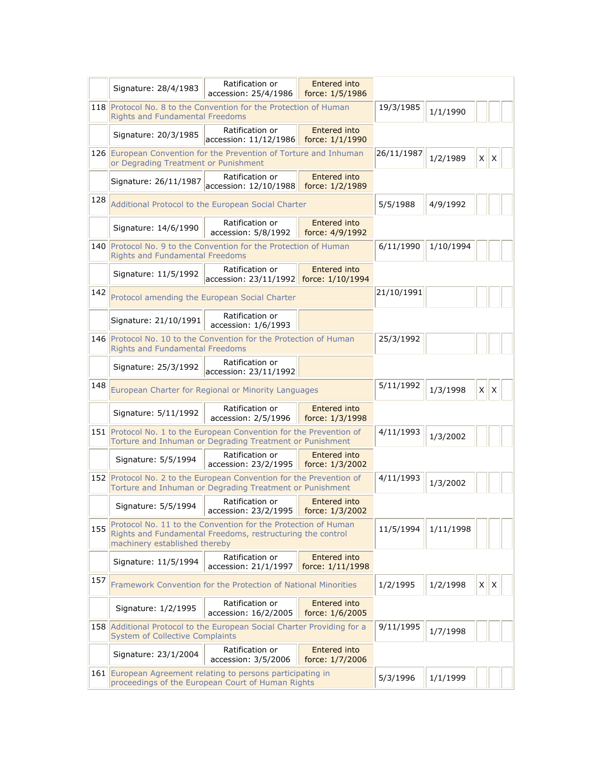| | | | | | | | | |
|---|---|---|---|---|---|---|---|---|
| | Signature: 28/4/1983 | Ratification or accession: 25/4/1986 | Entered into force: 1/5/1986 | | | | | |
| 118 | Protocol No. 8 to the Convention for the Protection of Human Rights and Fundamental Freedoms | | | 19/3/1985 | 1/1/1990 | | | |
| | Signature: 20/3/1985 | Ratification or accession: 11/12/1986 | Entered into force: 1/1/1990 | | | | | |
| 126 | European Convention for the Prevention of Torture and Inhuman or Degrading Treatment or Punishment | | | 26/11/1987 | 1/2/1989 | X | X | |
| | Signature: 26/11/1987 | Ratification or accession: 12/10/1988 | Entered into force: 1/2/1989 | | | | | |
| 128 | Additional Protocol to the European Social Charter | | | 5/5/1988 | 4/9/1992 | | | |
| | Signature: 14/6/1990 | Ratification or accession: 5/8/1992 | Entered into force: 4/9/1992 | | | | | |
| 140 | Protocol No. 9 to the Convention for the Protection of Human Rights and Fundamental Freedoms | | | 6/11/1990 | 1/10/1994 | | | |
| | Signature: 11/5/1992 | Ratification or accession: 23/11/1992 | Entered into force: 1/10/1994 | | | | | |
| 142 | Protocol amending the European Social Charter | | | 21/10/1991 | | | | |
| | Signature: 21/10/1991 | Ratification or accession: 1/6/1993 | | | | | | |
| 146 | Protocol No. 10 to the Convention for the Protection of Human Rights and Fundamental Freedoms | | | 25/3/1992 | | | | |
| | Signature: 25/3/1992 | Ratification or accession: 23/11/1992 | | | | | | |
| 148 | European Charter for Regional or Minority Languages | | | 5/11/1992 | 1/3/1998 | X | X | |
| | Signature: 5/11/1992 | Ratification or accession: 2/5/1996 | Entered into force: 1/3/1998 | | | | | |
| 151 | Protocol No. 1 to the European Convention for the Prevention of Torture and Inhuman or Degrading Treatment or Punishment | | | 4/11/1993 | 1/3/2002 | | | |
| | Signature: 5/5/1994 | Ratification or accession: 23/2/1995 | Entered into force: 1/3/2002 | | | | | |
| 152 | Protocol No. 2 to the European Convention for the Prevention of Torture and Inhuman or Degrading Treatment or Punishment | | | 4/11/1993 | 1/3/2002 | | | |
| | Signature: 5/5/1994 | Ratification or accession: 23/2/1995 | Entered into force: 1/3/2002 | | | | | |
| 155 | Protocol No. 11 to the Convention for the Protection of Human Rights and Fundamental Freedoms, restructuring the control machinery established thereby | | | 11/5/1994 | 1/11/1998 | | | |
| | Signature: 11/5/1994 | Ratification or accession: 21/1/1997 | Entered into force: 1/11/1998 | | | | | |
| 157 | Framework Convention for the Protection of National Minorities | | | 1/2/1995 | 1/2/1998 | X | X | |
| | Signature: 1/2/1995 | Ratification or accession: 16/2/2005 | Entered into force: 1/6/2005 | | | | | |
| 158 | Additional Protocol to the European Social Charter Providing for a System of Collective Complaints | | | 9/11/1995 | 1/7/1998 | | | |
| | Signature: 23/1/2004 | Ratification or accession: 3/5/2006 | Entered into force: 1/7/2006 | | | | | |
| 161 | European Agreement relating to persons participating in proceedings of the European Court of Human Rights | | | 5/3/1996 | 1/1/1999 | | | |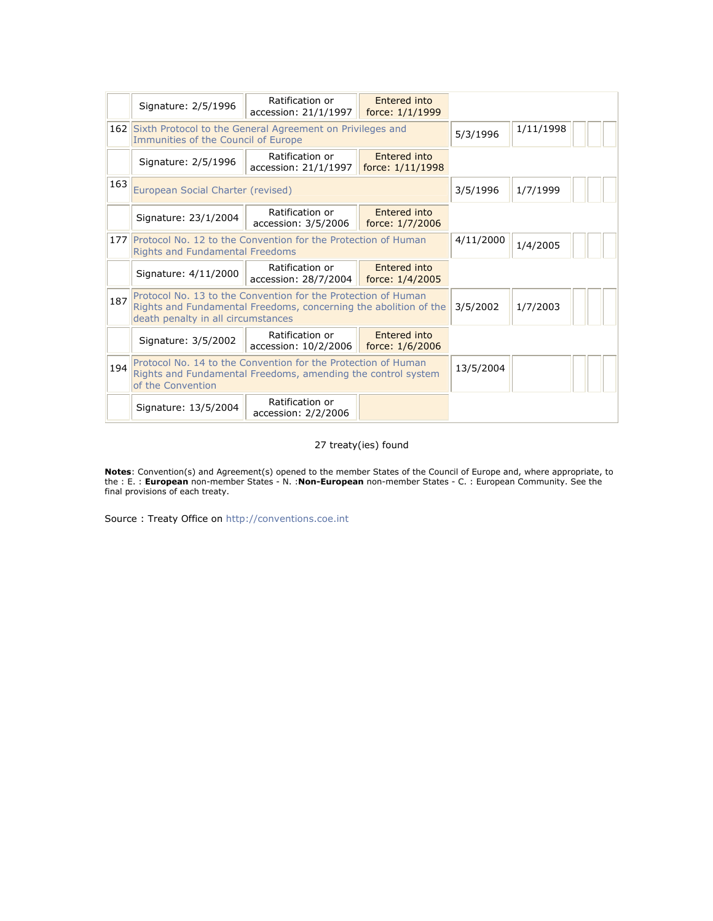| | | | | | | | | |
|---|---|---|---|---|---|---|---|---|
| | Signature: 2/5/1996 | Ratification or accession: 21/1/1997 | Entered into force: 1/1/1999 | | | | | |
| 162 | Sixth Protocol to the General Agreement on Privileges and Immunities of the Council of Europe | | | 5/3/1996 | 1/11/1998 | | | |
| | Signature: 2/5/1996 | Ratification or accession: 21/1/1997 | Entered into force: 1/11/1998 | | | | | |
| 163 | European Social Charter (revised) | | | 3/5/1996 | 1/7/1999 | | | |
| | Signature: 23/1/2004 | Ratification or accession: 3/5/2006 | Entered into force: 1/7/2006 | | | | | |
| 177 | Protocol No. 12 to the Convention for the Protection of Human Rights and Fundamental Freedoms | | | 4/11/2000 | 1/4/2005 | | | |
| | Signature: 4/11/2000 | Ratification or accession: 28/7/2004 | Entered into force: 1/4/2005 | | | | | |
| 187 | Protocol No. 13 to the Convention for the Protection of Human Rights and Fundamental Freedoms, concerning the abolition of the death penalty in all circumstances | | | 3/5/2002 | 1/7/2003 | | | |
| | Signature: 3/5/2002 | Ratification or accession: 10/2/2006 | Entered into force: 1/6/2006 | | | | | |
| 194 | Protocol No. 14 to the Convention for the Protection of Human Rights and Fundamental Freedoms, amending the control system of the Convention | | | 13/5/2004 | | | | |
| | Signature: 13/5/2004 | Ratification or accession: 2/2/2006 | | | | | | |

27 treaty(ies) found

**Notes**: Convention(s) and Agreement(s) opened to the member States of the Council of Europe and, where appropriate, to the : E. : **European** non-member States - N. :**Non-European** non-member States - C. : European Community. See the final provisions of each treaty.

Source : Treaty Office on http://conventions.coe.int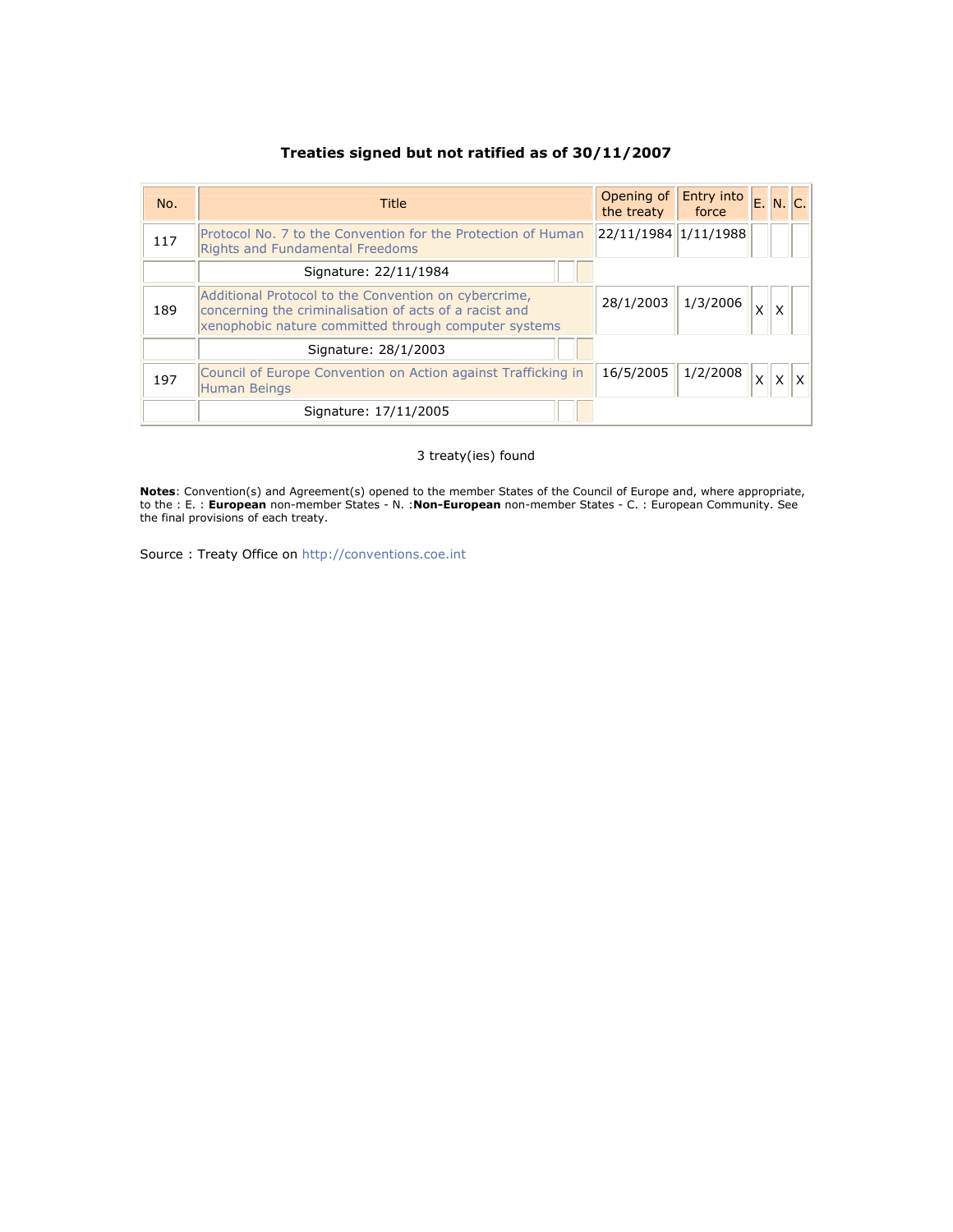### Treaties signed but not ratified as of 30/11/2007

| No. | Title | Opening of the treaty | Entry into force | E. | N. | C. |
|---|---|---|---|---|---|---|
| 117 | Protocol No. 7 to the Convention for the Protection of Human Rights and Fundamental Freedoms | 22/11/1984 | 1/11/1988 | | | |
| | Signature: 22/11/1984 | | | | | |
| 189 | Additional Protocol to the Convention on cybercrime, concerning the criminalisation of acts of a racist and xenophobic nature committed through computer systems | 28/1/2003 | 1/3/2006 | X | X | |
| | Signature: 28/1/2003 | | | | | |
| 197 | Council of Europe Convention on Action against Trafficking in Human Beings | 16/5/2005 | 1/2/2008 | X | X | X |
| | Signature: 17/11/2005 | | | | | |

3 treaty(ies) found

**Notes**: Convention(s) and Agreement(s) opened to the member States of the Council of Europe and, where appropriate, to the : E. : **European** non-member States - N. :**Non-European** non-member States - C. : European Community. See the final provisions of each treaty.

Source : Treaty Office on http://conventions.coe.int